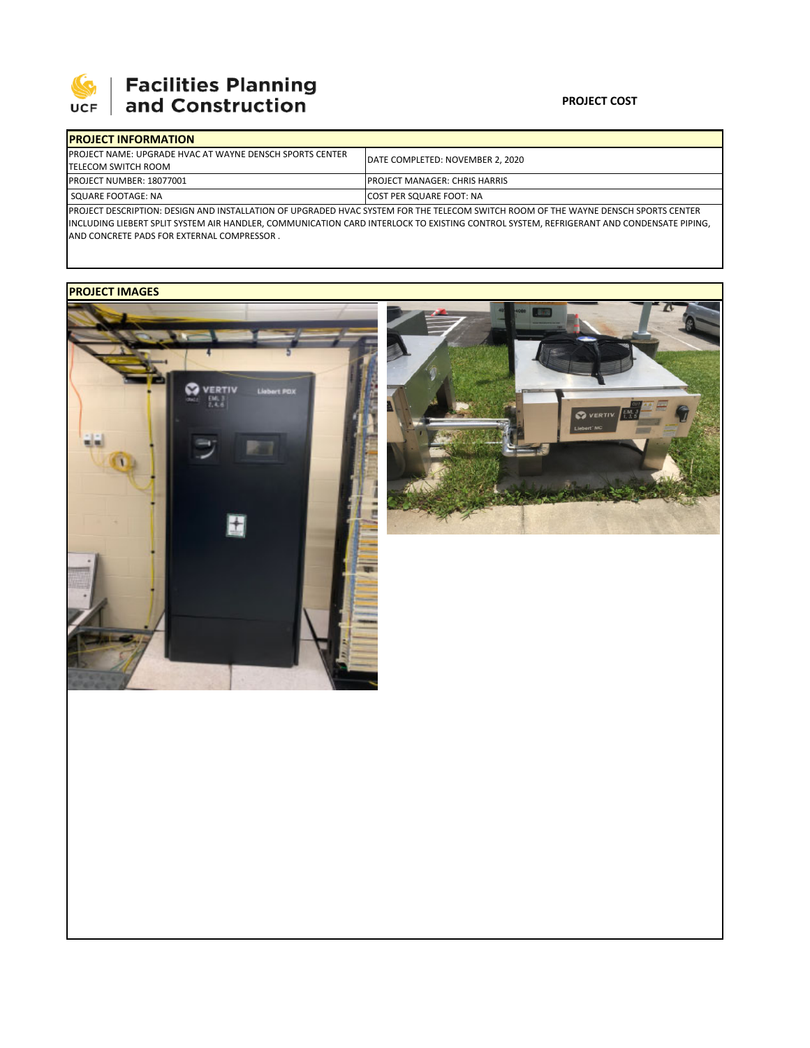UCF | Facilities Planning and Construction

**PROJECT COST**

## PROJECT INFORMATION

| | |
|---|---|
| PROJECT NAME: UPGRADE HVAC AT WAYNE DENSCH SPORTS CENTER TELECOM SWITCH ROOM | DATE COMPLETED: NOVEMBER 2, 2020 |
| PROJECT NUMBER: 18077001 | PROJECT MANAGER: CHRIS HARRIS |
| SQUARE FOOTAGE: NA | COST PER SQUARE FOOT: NA |

PROJECT DESCRIPTION: DESIGN AND INSTALLATION OF UPGRADED HVAC SYSTEM FOR THE TELECOM SWITCH ROOM OF THE WAYNE DENSCH SPORTS CENTER INCLUDING LIEBERT SPLIT SYSTEM AIR HANDLER, COMMUNICATION CARD INTERLOCK TO EXISTING CONTROL SYSTEM, REFRIGERANT AND CONDENSATE PIPING, AND CONCRETE PADS FOR EXTERNAL COMPRESSOR .

## PROJECT IMAGES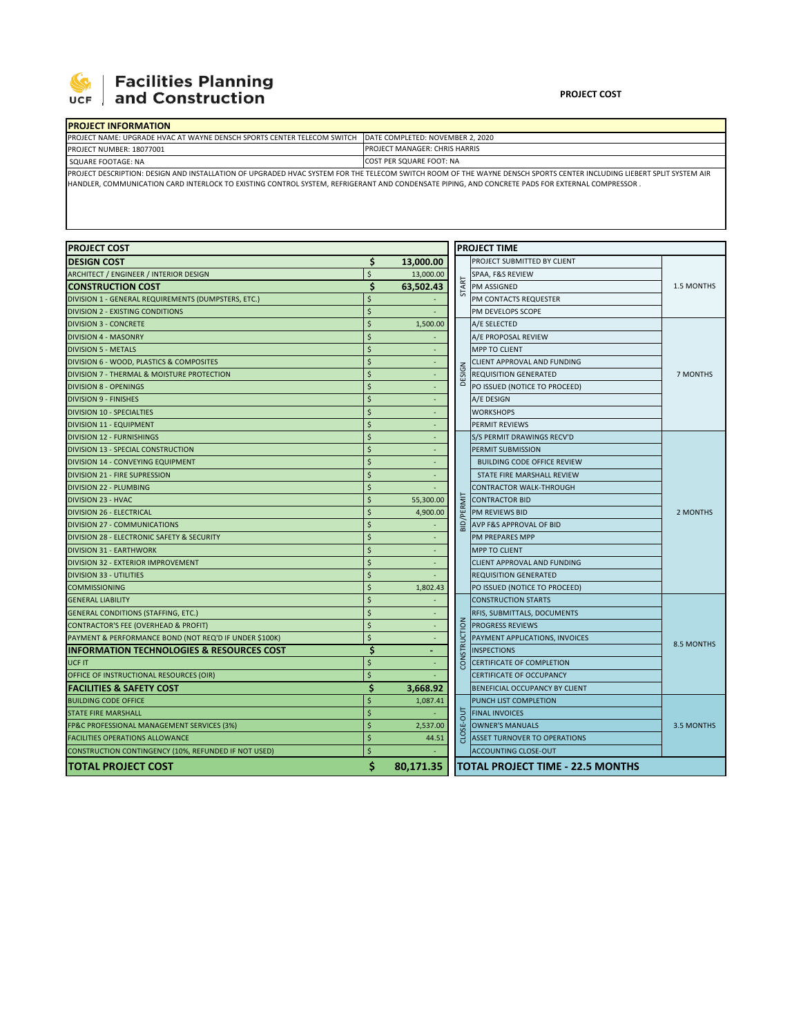**Facilities Planning and Construction**

**PROJECT COST**

| **PROJECT INFORMATION** | |
|---|---|
| PROJECT NAME: UPGRADE HVAC AT WAYNE DENSCH SPORTS CENTER TELECOM SWITCH | DATE COMPLETED: NOVEMBER 2, 2020 |
| PROJECT NUMBER: 18077001 | PROJECT MANAGER: CHRIS HARRIS |
| SQUARE FOOTAGE: NA | COST PER SQUARE FOOT: NA |

PROJECT DESCRIPTION: DESIGN AND INSTALLATION OF UPGRADED HVAC SYSTEM FOR THE TELECOM SWITCH ROOM OF THE WAYNE DENSCH SPORTS CENTER INCLUDING LIEBERT SPLIT SYSTEM AIR HANDLER, COMMUNICATION CARD INTERLOCK TO EXISTING CONTROL SYSTEM, REFRIGERANT AND CONDENSATE PIPING, AND CONCRETE PADS FOR EXTERNAL COMPRESSOR .

| **PROJECT COST** | | |
|---|---|---|
| **DESIGN COST** | **$** | **13,000.00** |
| ARCHITECT / ENGINEER / INTERIOR DESIGN | $ | 13,000.00 |
| **CONSTRUCTION COST** | **$** | **63,502.43** |
| DIVISION 1 - GENERAL REQUIREMENTS (DUMPSTERS, ETC.) | $ | - |
| DIVISION 2 - EXISTING CONDITIONS | $ | - |
| DIVISION 3 - CONCRETE | $ | 1,500.00 |
| DIVISION 4 - MASONRY | $ | - |
| DIVISION 5 - METALS | $ | - |
| DIVISION 6 - WOOD, PLASTICS & COMPOSITES | $ | - |
| DIVISION 7 - THERMAL & MOISTURE PROTECTION | $ | - |
| DIVISION 8 - OPENINGS | $ | - |
| DIVISION 9 - FINISHES | $ | - |
| DIVISION 10 - SPECIALTIES | $ | - |
| DIVISION 11 - EQUIPMENT | $ | - |
| DIVISION 12 - FURNISHINGS | $ | - |
| DIVISION 13 - SPECIAL CONSTRUCTION | $ | - |
| DIVISION 14 - CONVEYING EQUIPMENT | $ | - |
| DIVISION 21 - FIRE SUPRESSION | $ | - |
| DIVISION 22 - PLUMBING | $ | - |
| DIVISION 23 - HVAC | $ | 55,300.00 |
| DIVISION 26 - ELECTRICAL | $ | 4,900.00 |
| DIVISION 27 - COMMUNICATIONS | $ | - |
| DIVISION 28 - ELECTRONIC SAFETY & SECURITY | $ | - |
| DIVISION 31 - EARTHWORK | $ | - |
| DIVISION 32 - EXTERIOR IMPROVEMENT | $ | - |
| DIVISION 33 - UTILITIES | $ | - |
| COMMISSIONING | $ | 1,802.43 |
| GENERAL LIABILITY | $ | - |
| GENERAL CONDITIONS (STAFFING, ETC.) | $ | - |
| CONTRACTOR'S FEE (OVERHEAD & PROFIT) | $ | - |
| PAYMENT & PERFORMANCE BOND (NOT REQ'D IF UNDER $100K) | $ | - |
| **INFORMATION TECHNOLOGIES & RESOURCES COST** | **$** | **-** |
| UCF IT | $ | - |
| OFFICE OF INSTRUCTIONAL RESOURCES (OIR) | $ | - |
| **FACILITIES & SAFETY COST** | **$** | **3,668.92** |
| BUILDING CODE OFFICE | $ | 1,087.41 |
| STATE FIRE MARSHALL | $ | - |
| FP&C PROFESSIONAL MANAGEMENT SERVICES (3%) | $ | 2,537.00 |
| FACILITIES OPERATIONS ALLOWANCE | $ | 44.51 |
| CONSTRUCTION CONTINGENCY (10%, REFUNDED IF NOT USED) | $ | - |
| **TOTAL PROJECT COST** | **$** | **80,171.35** |

| **PROJECT TIME** | | |
|---|---|---|
| START | PROJECT SUBMITTED BY CLIENT | 1.5 MONTHS |
| | SPAA, F&S REVIEW | |
| | PM ASSIGNED | |
| | PM CONTACTS REQUESTER | |
| | PM DEVELOPS SCOPE | |
| DESIGN | A/E SELECTED | 7 MONTHS |
| | A/E PROPOSAL REVIEW | |
| | MPP TO CLIENT | |
| | CLIENT APPROVAL AND FUNDING | |
| | REQUISITION GENERATED | |
| | PO ISSUED (NOTICE TO PROCEED) | |
| | A/E DESIGN | |
| | WORKSHOPS | |
| | PERMIT REVIEWS | |
| BID/PERMIT | S/S PERMIT DRAWINGS RECV'D | 2 MONTHS |
| | PERMIT SUBMISSION | |
| | BUILDING CODE OFFICE REVIEW | |
| | STATE FIRE MARSHALL REVIEW | |
| | CONTRACTOR WALK-THROUGH | |
| | CONTRACTOR BID | |
| | PM REVIEWS BID | |
| | AVP F&S APPROVAL OF BID | |
| | PM PREPARES MPP | |
| | MPP TO CLIENT | |
| | CLIENT APPROVAL AND FUNDING | |
| | REQUISITION GENERATED | |
| | PO ISSUED (NOTICE TO PROCEED) | |
| CONSTRUCTION | CONSTRUCTION STARTS | 8.5 MONTHS |
| | RFIS, SUBMITTALS, DOCUMENTS | |
| | PROGRESS REVIEWS | |
| | PAYMENT APPLICATIONS, INVOICES | |
| | INSPECTIONS | |
| | CERTIFICATE OF COMPLETION | |
| | CERTIFICATE OF OCCUPANCY | |
| | BENEFICIAL OCCUPANCY BY CLIENT | |
| CLOSE-OUT | PUNCH LIST COMPLETION | 3.5 MONTHS |
| | FINAL INVOICES | |
| | OWNER'S MANUALS | |
| | ASSET TURNOVER TO OPERATIONS | |
| | ACCOUNTING CLOSE-OUT | |
| **TOTAL PROJECT TIME - 22.5 MONTHS** | | |